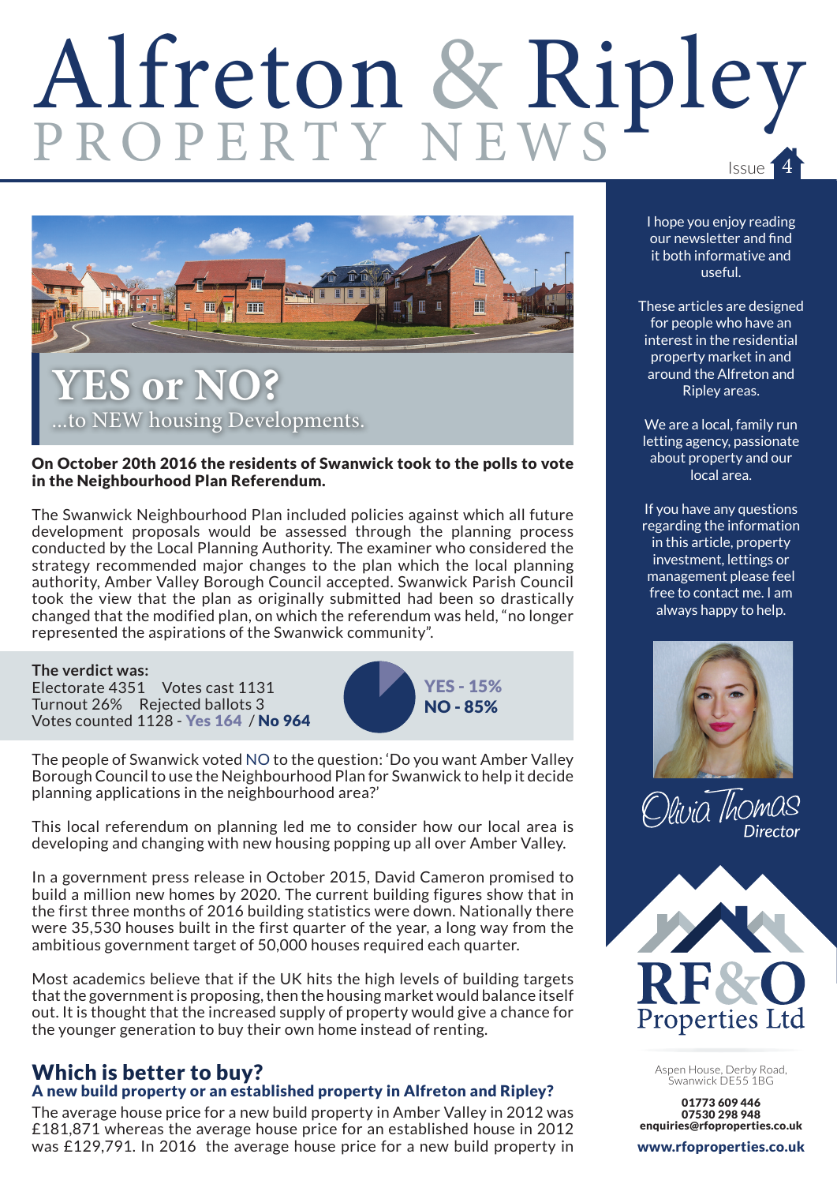# Alfreton & Ripley
PROPERTY NEWS

Issue 4

## YES or NO?
...to NEW housing Developments.

**On October 20th 2016 the residents of Swanwick took to the polls to vote in the Neighbourhood Plan Referendum.**

The Swanwick Neighbourhood Plan included policies against which all future development proposals would be assessed through the planning process conducted by the Local Planning Authority. The examiner who considered the strategy recommended major changes to the plan which the local planning authority, Amber Valley Borough Council accepted. Swanwick Parish Council took the view that the plan as originally submitted had been so drastically changed that the modified plan, on which the referendum was held, "no longer represented the aspirations of the Swanwick community".

**The verdict was:**
Electorate 4351    Votes cast 1131
Turnout 26%    Rejected ballots 3
Votes counted 1128 - **Yes 164** / **No 964**

**YES - 15%**
**NO - 85%**

The people of Swanwick voted NO to the question: 'Do you want Amber Valley Borough Council to use the Neighbourhood Plan for Swanwick to help it decide planning applications in the neighbourhood area?'

This local referendum on planning led me to consider how our local area is developing and changing with new housing popping up all over Amber Valley.

In a government press release in October 2015, David Cameron promised to build a million new homes by 2020. The current building figures show that in the first three months of 2016 building statistics were down. Nationally there were 35,530 houses built in the first quarter of the year, a long way from the ambitious government target of 50,000 houses required each quarter.

Most academics believe that if the UK hits the high levels of building targets that the government is proposing, then the housing market would balance itself out. It is thought that the increased supply of property would give a chance for the younger generation to buy their own home instead of renting.

## Which is better to buy?
### A new build property or an established property in Alfreton and Ripley?

The average house price for a new build property in Amber Valley in 2012 was £181,871 whereas the average house price for an established house in 2012 was £129,791. In 2016 the average house price for a new build property in

I hope you enjoy reading our newsletter and find it both informative and useful.

These articles are designed for people who have an interest in the residential property market in and around the Alfreton and Ripley areas.

We are a local, family run letting agency, passionate about property and our local area.

If you have any questions regarding the information in this article, property investment, lettings or management please feel free to contact me. I am always happy to help.

Olivia Thomas
*Director*

RF&O Properties Ltd

Aspen House, Derby Road, Swanwick DE55 1BG

**01773 609 446**
**07530 298 948**
**enquiries@rfoproperties.co.uk**

**www.rfoproperties.co.uk**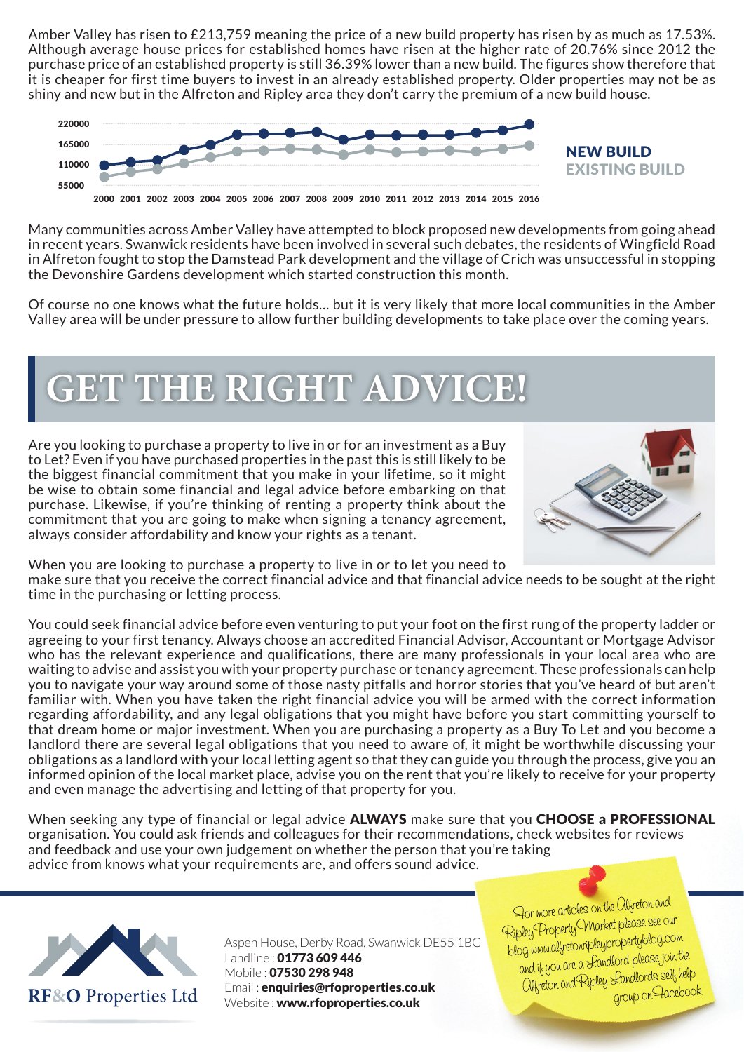Amber Valley has risen to £213,759 meaning the price of a new build property has risen by as much as 17.53%. Although average house prices for established homes have risen at the higher rate of 20.76% since 2012 the purchase price of an established property is still 36.39% lower than a new build. The figures show therefore that it is cheaper for first time buyers to invest in an already established property. Older properties may not be as shiny and new but in the Alfreton and Ripley area they don't carry the premium of a new build house.

220000
165000
110000
55000

2000 2001 2002 2003 2004 2005 2006 2007 2008 2009 2010 2011 2012 2013 2014 2015 2016

NEW BUILD
EXISTING BUILD

Many communities across Amber Valley have attempted to block proposed new developments from going ahead in recent years. Swanwick residents have been involved in several such debates, the residents of Wingfield Road in Alfreton fought to stop the Damstead Park development and the village of Crich was unsuccessful in stopping the Devonshire Gardens development which started construction this month.

Of course no one knows what the future holds... but it is very likely that more local communities in the Amber Valley area will be under pressure to allow further building developments to take place over the coming years.

# GET THE RIGHT ADVICE!

Are you looking to purchase a property to live in or for an investment as a Buy to Let? Even if you have purchased properties in the past this is still likely to be the biggest financial commitment that you make in your lifetime, so it might be wise to obtain some financial and legal advice before embarking on that purchase. Likewise, if you're thinking of renting a property think about the commitment that you are going to make when signing a tenancy agreement, always consider affordability and know your rights as a tenant.

When you are looking to purchase a property to live in or to let you need to make sure that you receive the correct financial advice and that financial advice needs to be sought at the right time in the purchasing or letting process.

You could seek financial advice before even venturing to put your foot on the first rung of the property ladder or agreeing to your first tenancy. Always choose an accredited Financial Advisor, Accountant or Mortgage Advisor who has the relevant experience and qualifications, there are many professionals in your local area who are waiting to advise and assist you with your property purchase or tenancy agreement. These professionals can help you to navigate your way around some of those nasty pitfalls and horror stories that you've heard of but aren't familiar with. When you have taken the right financial advice you will be armed with the correct information regarding affordability, and any legal obligations that you might have before you start committing yourself to that dream home or major investment. When you are purchasing a property as a Buy To Let and you become a landlord there are several legal obligations that you need to aware of, it might be worthwhile discussing your obligations as a landlord with your local letting agent so that they can guide you through the process, give you an informed opinion of the local market place, advise you on the rent that you're likely to receive for your property and even manage the advertising and letting of that property for you.

When seeking any type of financial or legal advice **ALWAYS** make sure that you **CHOOSE a PROFESSIONAL** organisation. You could ask friends and colleagues for their recommendations, check websites for reviews and feedback and use your own judgement on whether the person that you're taking advice from knows what your requirements are, and offers sound advice.

For more articles on the Alfreton and Ripley Property Market please see our blog www.alfretonripleypropertyblog.com and if you are a Landlord please join the Alfreton and Ripley Landlords self help group on Facebook

RF&O Properties Ltd

Aspen House, Derby Road, Swanwick DE55 1BG
Landline : **01773 609 446**
Mobile : **07530 298 948**
Email : **enquiries@rfoproperties.co.uk**
Website : **www.rfoproperties.co.uk**